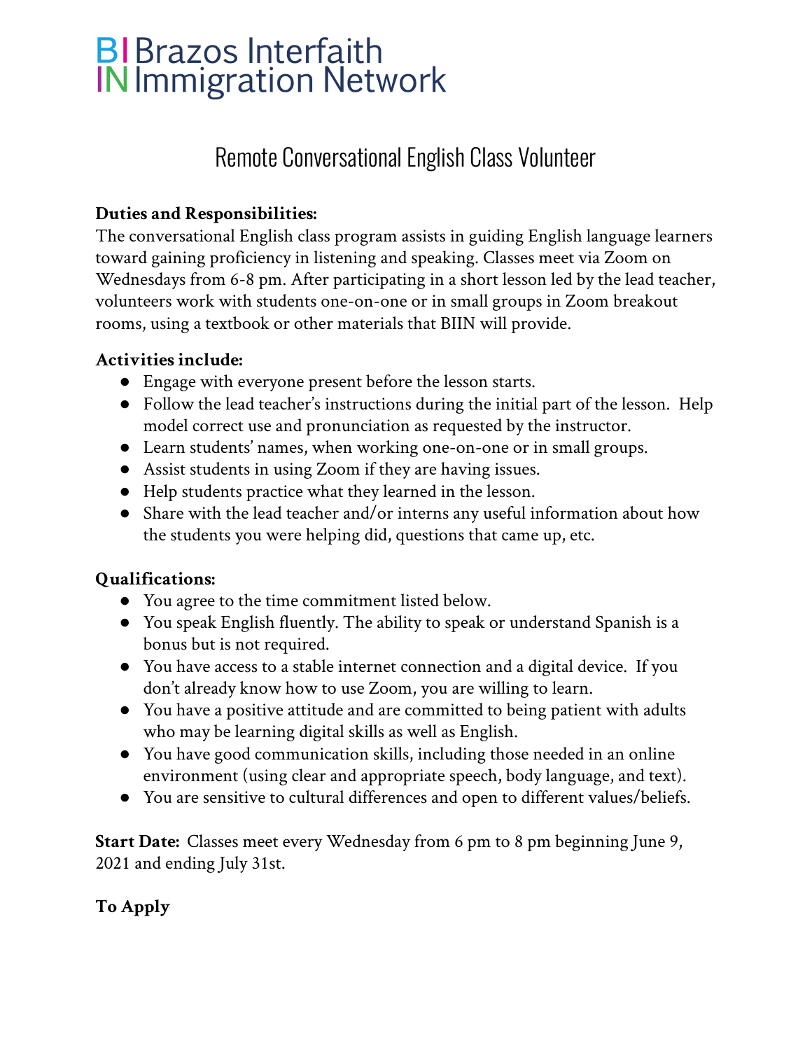# BIIN Brazos Interfaith Immigration Network

## Remote Conversational English Class Volunteer

**Duties and Responsibilities:**
The conversational English class program assists in guiding English language learners toward gaining proficiency in listening and speaking. Classes meet via Zoom on Wednesdays from 6-8 pm. After participating in a short lesson led by the lead teacher, volunteers work with students one-on-one or in small groups in Zoom breakout rooms, using a textbook or other materials that BIIN will provide.

**Activities include:**

- Engage with everyone present before the lesson starts.
- Follow the lead teacher's instructions during the initial part of the lesson. Help model correct use and pronunciation as requested by the instructor.
- Learn students' names, when working one-on-one or in small groups.
- Assist students in using Zoom if they are having issues.
- Help students practice what they learned in the lesson.
- Share with the lead teacher and/or interns any useful information about how the students you were helping did, questions that came up, etc.

**Qualifications:**

- You agree to the time commitment listed below.
- You speak English fluently. The ability to speak or understand Spanish is a bonus but is not required.
- You have access to a stable internet connection and a digital device. If you don't already know how to use Zoom, you are willing to learn.
- You have a positive attitude and are committed to being patient with adults who may be learning digital skills as well as English.
- You have good communication skills, including those needed in an online environment (using clear and appropriate speech, body language, and text).
- You are sensitive to cultural differences and open to different values/beliefs.

**Start Date:** Classes meet every Wednesday from 6 pm to 8 pm beginning June 9, 2021 and ending July 31st.

**To Apply**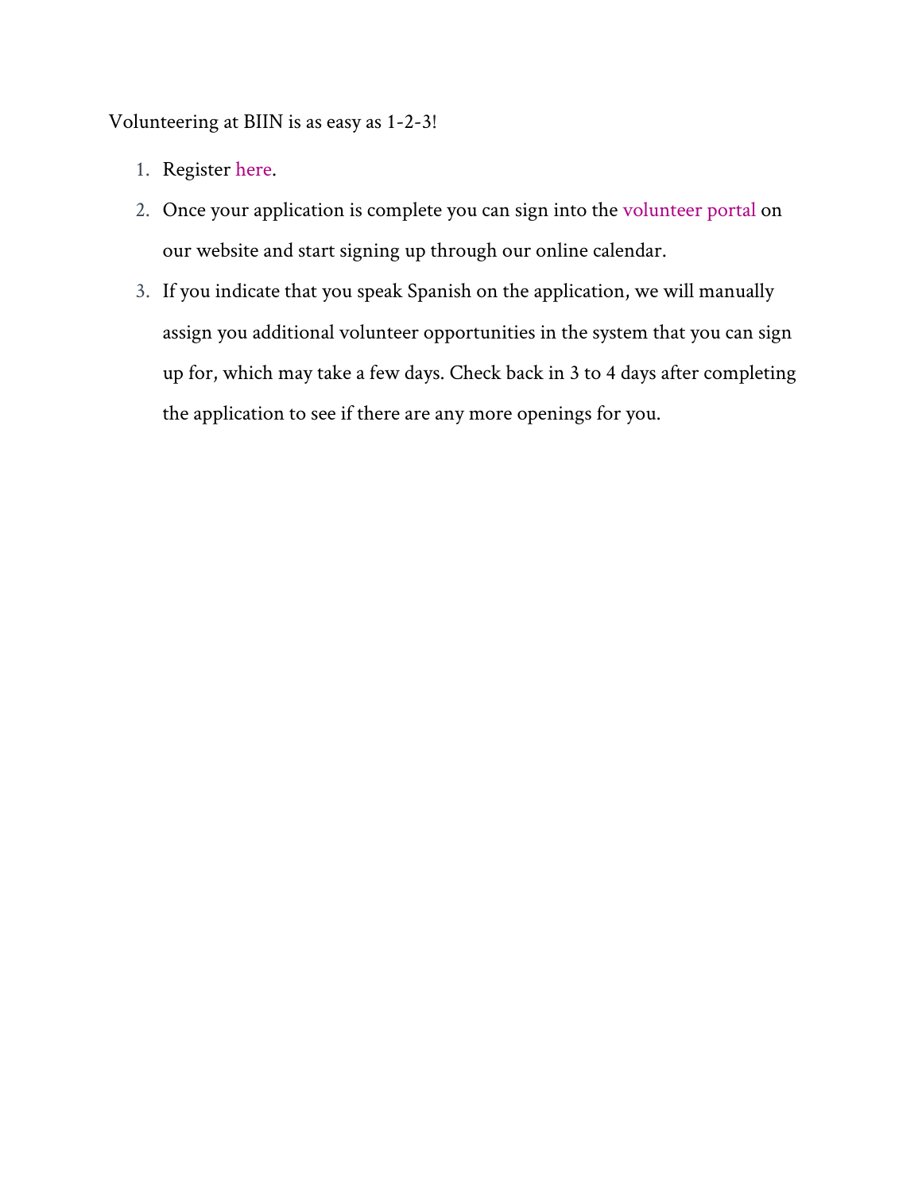Volunteering at BIIN is as easy as 1-2-3!

1. Register here.
2. Once your application is complete you can sign into the volunteer portal on our website and start signing up through our online calendar.
3. If you indicate that you speak Spanish on the application, we will manually assign you additional volunteer opportunities in the system that you can sign up for, which may take a few days. Check back in 3 to 4 days after completing the application to see if there are any more openings for you.